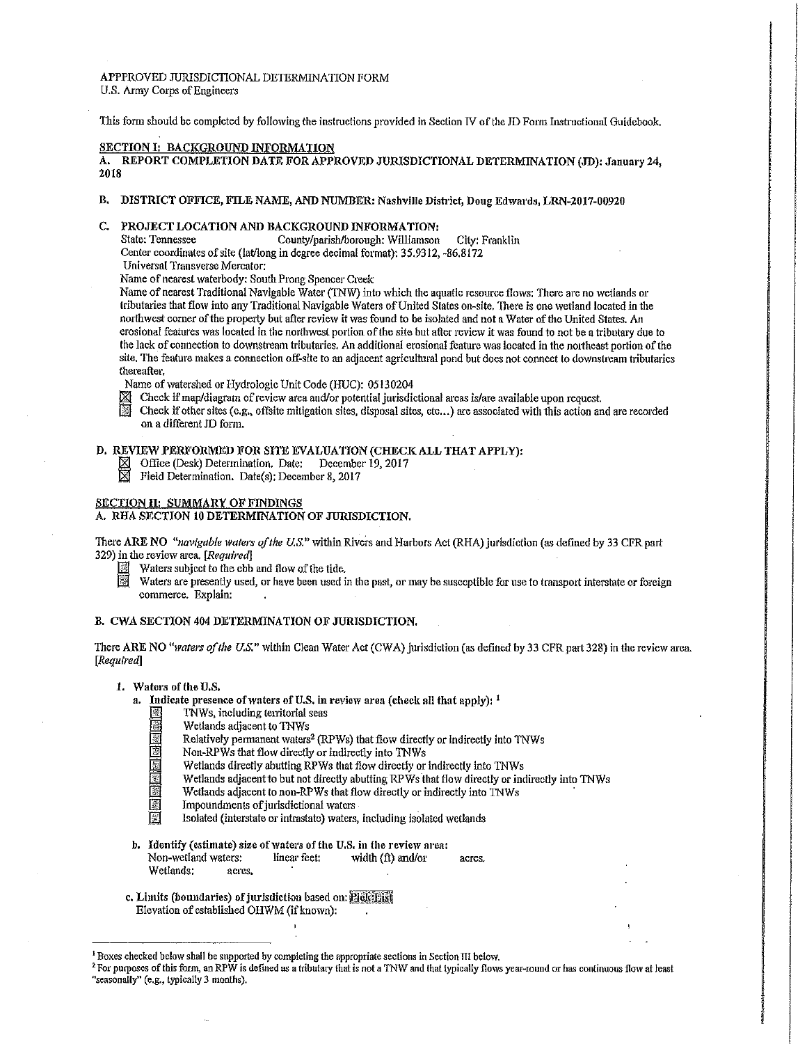APPPROVED JURISDICTIONAL DETERMINATION FORM
U.S. Army Corps of Engineers

This form should be completed by following the instructions provided in Section IV of the JD Form Instructional Guidebook.

## SECTION I: BACKGROUND INFORMATION

**A. REPORT COMPLETION DATE FOR APPROVED JURISDICTIONAL DETERMINATION (JD): January 24, 2018**

**B. DISTRICT OFFICE, FILE NAME, AND NUMBER: Nashville District, Doug Edwards, LRN-2017-00920**

**C. PROJECT LOCATION AND BACKGROUND INFORMATION:**

State: Tennessee County/parish/borough: Williamson City: Franklin
Center coordinates of site (lat/long in degree decimal format): 35.9312, -86.8172
Universal Transverse Mercator:
Name of nearest waterbody: South Prong Spencer Creek
Name of nearest Traditional Navigable Water (TNW) into which the aquatic resource flows: There are no wetlands or tributaries that flow into any Traditional Navigable Waters of United States on-site. There is one wetland located in the northwest corner of the property but after review it was found to be isolated and not a Water of the United States. An erosional features was located in the northwest portion of the site but after review it was found to not be a tributary due to the lack of connection to downstream tributaries. An additional erosional feature was located in the northeast portion of the site. The feature makes a connection off-site to an adjacent agricultural pond but does not connect to downstream tributaries thereafter.
Name of watershed or Hydrologic Unit Code (HUC): 05130204

☒ Check if map/diagram of review area and/or potential jurisdictional areas is/are available upon request.
☐ Check if other sites (e.g., offsite mitigation sites, disposal sites, etc...) are associated with this action and are recorded on a different JD form.

**D. REVIEW PERFORMED FOR SITE EVALUATION (CHECK ALL THAT APPLY):**

☒ Office (Desk) Determination. Date: December 19, 2017
☒ Field Determination. Date(s): December 8, 2017

## SECTION II: SUMMARY OF FINDINGS

**A. RHA SECTION 10 DETERMINATION OF JURISDICTION.**

There **ARE NO** "*navigable waters of the U.S.*" within Rivers and Harbors Act (RHA) jurisdiction (as defined by 33 CFR part 329) in the review area. [*Required*]

☐ Waters subject to the ebb and flow of the tide.
☐ Waters are presently used, or have been used in the past, or may be susceptible for use to transport interstate or foreign commerce. Explain:

**B. CWA SECTION 404 DETERMINATION OF JURISDICTION.**

There **ARE NO** "*waters of the U.S.*" within Clean Water Act (CWA) jurisdiction (as defined by 33 CFR part 328) in the review area. [*Required*]

**1. Waters of the U.S.**

**a. Indicate presence of waters of U.S. in review area (check all that apply):** [1]

☐ TNWs, including territorial seas
☐ Wetlands adjacent to TNWs
☐ Relatively permanent waters[2] (RPWs) that flow directly or indirectly into TNWs
☐ Non-RPWs that flow directly or indirectly into TNWs
☐ Wetlands directly abutting RPWs that flow directly or indirectly into TNWs
☐ Wetlands adjacent to but not directly abutting RPWs that flow directly or indirectly into TNWs
☐ Wetlands adjacent to non-RPWs that flow directly or indirectly into TNWs
☐ Impoundments of jurisdictional waters
☐ Isolated (interstate or intrastate) waters, including isolated wetlands

**b. Identify (estimate) size of waters of the U.S. in the review area:**

Non-wetland waters: linear feet: width (ft) and/or acres.
Wetlands: acres.

**c. Limits (boundaries) of jurisdiction based on:** Pick List
Elevation of established OHWM (if known):

---

[1] Boxes checked below shall be supported by completing the appropriate sections in Section III below.
[2] For purposes of this form, an RPW is defined as a tributary that is not a TNW and that typically flows year-round or has continuous flow at least "seasonally" (e.g., typically 3 months).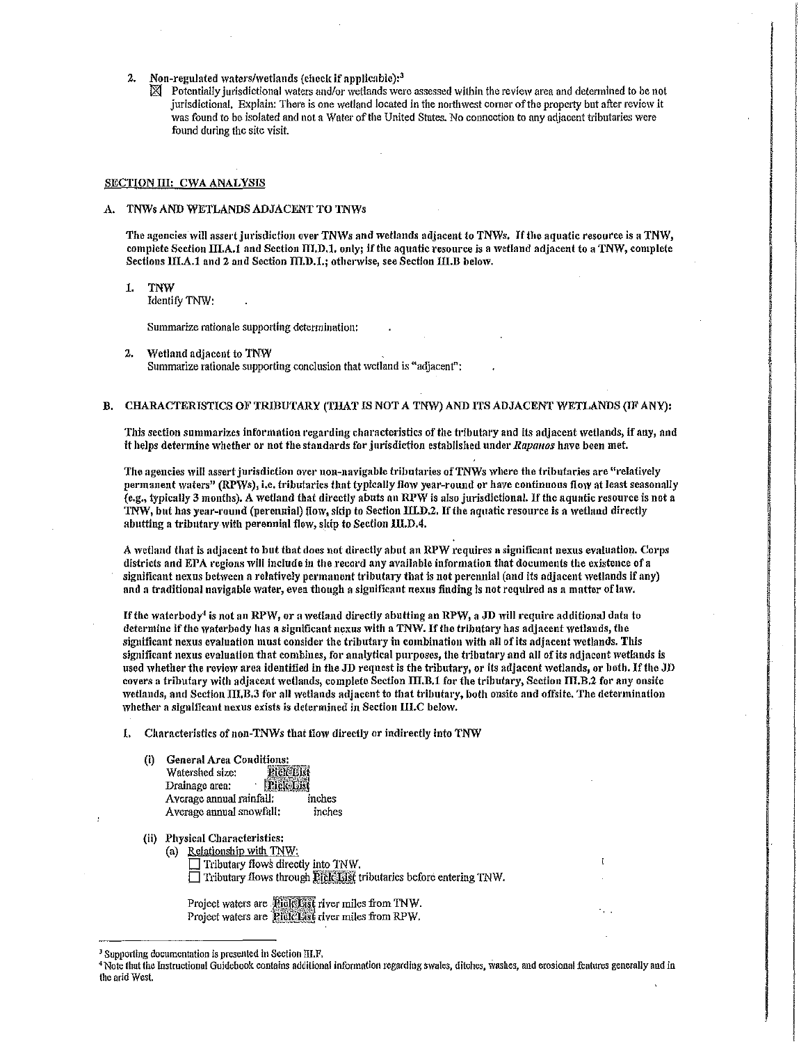2. Non-regulated waters/wetlands (check if applicable):[3]

   ☒ Potentially jurisdictional waters and/or wetlands were assessed within the review area and determined to be not jurisdictional. Explain: There is one wetland located in the northwest corner of the property but after review it was found to be isolated and not a Water of the United States. No connection to any adjacent tributaries were found during the site visit.

## SECTION III: CWA ANALYSIS

### A. TNWs AND WETLANDS ADJACENT TO TNWs

**The agencies will assert jurisdiction over TNWs and wetlands adjacent to TNWs. If the aquatic resource is a TNW, complete Section III.A.1 and Section III.D.1. only; if the aquatic resource is a wetland adjacent to a TNW, complete Sections III.A.1 and 2 and Section III.D.1.; otherwise, see Section III.B below.**

1. TNW
   Identify TNW: .

   Summarize rationale supporting determination: .

2. Wetland adjacent to TNW
   Summarize rationale supporting conclusion that wetland is "adjacent": .

### B. CHARACTERISTICS OF TRIBUTARY (THAT IS NOT A TNW) AND ITS ADJACENT WETLANDS (IF ANY):

**This section summarizes information regarding characteristics of the tributary and its adjacent wetlands, if any, and it helps determine whether or not the standards for jurisdiction established under *Rapanos* have been met.**

**The agencies will assert jurisdiction over non-navigable tributaries of TNWs where the tributaries are "relatively permanent waters" (RPWs), i.e. tributaries that typically flow year-round or have continuous flow at least seasonally (e.g., typically 3 months). A wetland that directly abuts an RPW is also jurisdictional. If the aquatic resource is not a TNW, but has year-round (perennial) flow, skip to Section III.D.2. If the aquatic resource is a wetland directly abutting a tributary with perennial flow, skip to Section III.D.4.**

**A wetland that is adjacent to but that does not directly abut an RPW requires a significant nexus evaluation. Corps districts and EPA regions will include in the record any available information that documents the existence of a significant nexus between a relatively permanent tributary that is not perennial (and its adjacent wetlands if any) and a traditional navigable water, even though a significant nexus finding is not required as a matter of law.**

**If the waterbody[4] is not an RPW, or a wetland directly abutting an RPW, a JD will require additional data to determine if the waterbody has a significant nexus with a TNW. If the tributary has adjacent wetlands, the significant nexus evaluation must consider the tributary in combination with all of its adjacent wetlands. This significant nexus evaluation that combines, for analytical purposes, the tributary and all of its adjacent wetlands is used whether the review area identified in the JD request is the tributary, or its adjacent wetlands, or both. If the JD covers a tributary with adjacent wetlands, complete Section III.B.1 for the tributary, Section III.B.2 for any onsite wetlands, and Section III.B.3 for all wetlands adjacent to that tributary, both onsite and offsite. The determination whether a significant nexus exists is determined in Section III.C below.**

1. Characteristics of non-TNWs that flow directly or indirectly into TNW

   (i) **General Area Conditions:**
   Watershed size: Pick List
   Drainage area: Pick List
   Average annual rainfall: inches
   Average annual snowfall: inches

   (ii) **Physical Characteristics:**
   (a) Relationship with TNW:
   ☐ Tributary flows directly into TNW.
   ☐ Tributary flows through Pick List tributaries before entering TNW.

   Project waters are Pick List river miles from TNW.
   Project waters are Pick List river miles from RPW.

---

[3] Supporting documentation is presented in Section III.F.

[4] Note that the Instructional Guidebook contains additional information regarding swales, ditches, washes, and erosional features generally and in the arid West.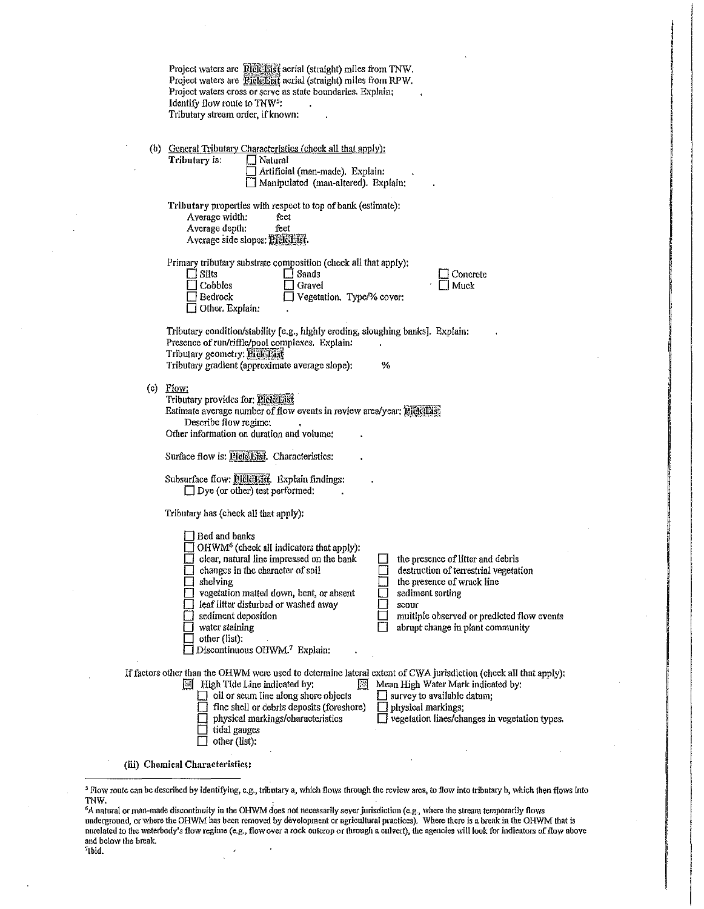Project waters are Pick List aerial (straight) miles from TNW.
Project waters are Pick List aerial (straight) miles from RPW.
Project waters cross or serve as state boundaries. Explain: .
Identify flow route to TNW[5]: .
Tributary stream order, if known: .

(b) General Tributary Characteristics (check all that apply):

**Tributary** is:
- ☐ Natural
- ☐ Artificial (man-made). Explain: .
- ☐ Manipulated (man-altered). Explain: .

Tributary properties with respect to top of bank (estimate):
- Average width: feet
- Average depth: feet
- Average side slopes: Pick List.

Primary tributary substrate composition (check all that apply):
- ☐ Silts
- ☐ Sands
- ☐ Concrete
- ☐ Cobbles
- ☐ Gravel
- ☐ Muck
- ☐ Bedrock
- ☐ Vegetation. Type/% cover: .
- ☐ Other. Explain: .

Tributary condition/stability [e.g., highly eroding, sloughing banks]. Explain: .
Presence of run/riffle/pool complexes. Explain: .
Tributary geometry: Pick List
Tributary gradient (approximate average slope): %

(c) Flow:

Tributary provides for: Pick List
Estimate average number of flow events in review area/year: Pick List
Describe flow regime: .
Other information on duration and volume: .

Surface flow is: Pick List. Characteristics: .

Subsurface flow: Pick List. Explain findings: .
- ☐ Dye (or other) test performed: .

Tributary has (check all that apply):
- ☐ Bed and banks
- ☐ OHWM[6] (check all indicators that apply):
  - ☐ clear, natural line impressed on the bank
  - ☐ changes in the character of soil
  - ☐ shelving
  - ☐ vegetation matted down, bent, or absent
  - ☐ leaf litter disturbed or washed away
  - ☐ sediment deposition
  - ☐ water staining
  - ☐ other (list):
  - ☐ the presence of litter and debris
  - ☐ destruction of terrestrial vegetation
  - ☐ the presence of wrack line
  - ☐ sediment sorting
  - ☐ scour
  - ☐ multiple observed or predicted flow events
  - ☐ abrupt change in plant community
- ☐ Discontinuous OHWM.[7] Explain: .

If factors other than the OHWM were used to determine lateral extent of CWA jurisdiction (check all that apply):
- ☐ High Tide Line indicated by:
  - ☐ oil or scum line along shore objects
  - ☐ fine shell or debris deposits (foreshore)
  - ☐ physical markings/characteristics
  - ☐ tidal gauges
  - ☐ other (list):
- ☐ Mean High Water Mark indicated by:
  - ☐ survey to available datum;
  - ☐ physical markings;
  - ☐ vegetation lines/changes in vegetation types.

**(iii) Chemical Characteristics:**

---

[5] Flow route can be described by identifying, e.g., tributary a, which flows through the review area, to flow into tributary b, which then flows into TNW.

[6] A natural or man-made discontinuity in the OHWM does not necessarily sever jurisdiction (e.g., where the stream temporarily flows underground, or where the OHWM has been removed by development or agricultural practices). Where there is a break in the OHWM that is unrelated to the waterbody's flow regime (e.g., flow over a rock outcrop or through a culvert), the agencies will look for indicators of flow above and below the break.

[7] Ibid.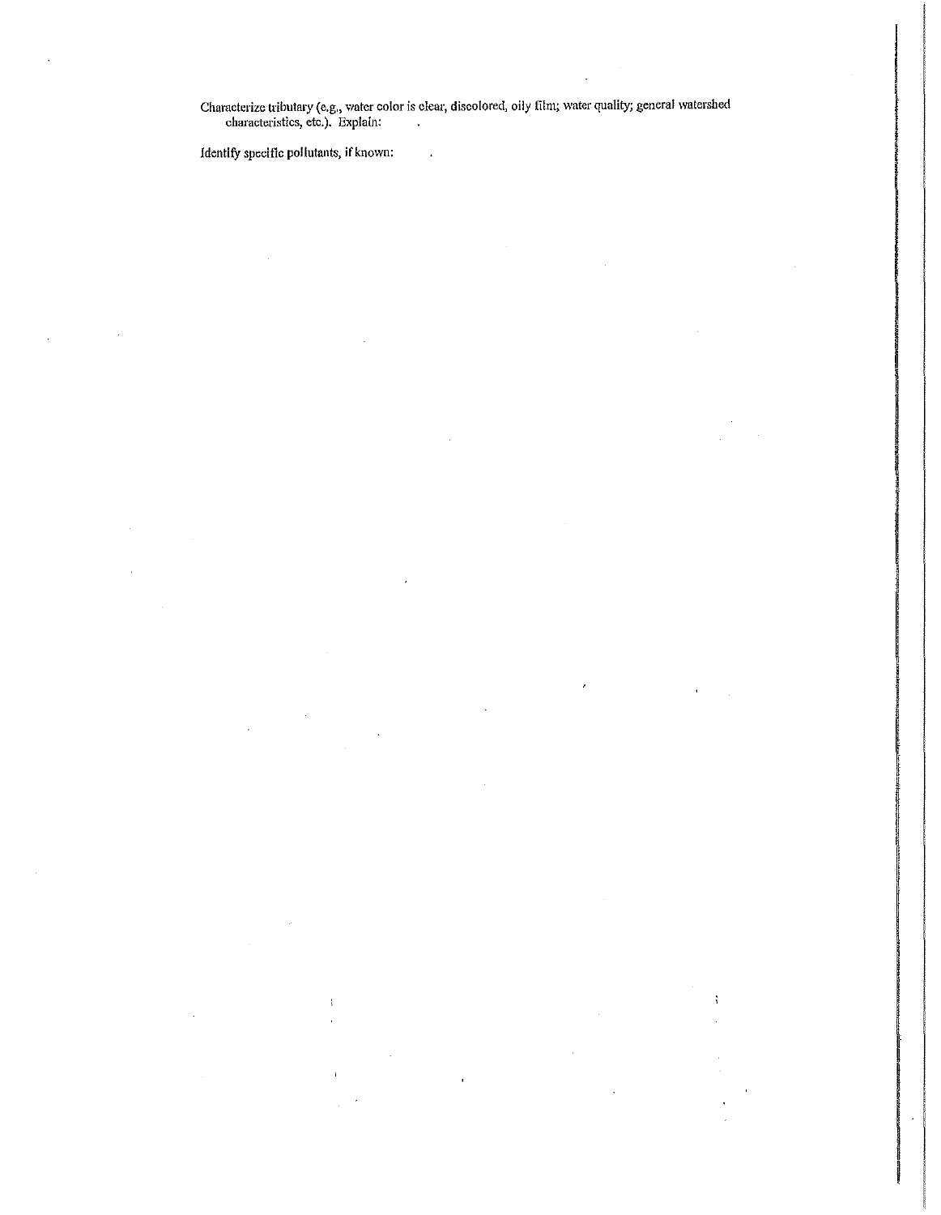Characterize tributary (e.g., water color is clear, discolored, oily film; water quality; general watershed characteristics, etc.). Explain:

Identify specific pollutants, if known: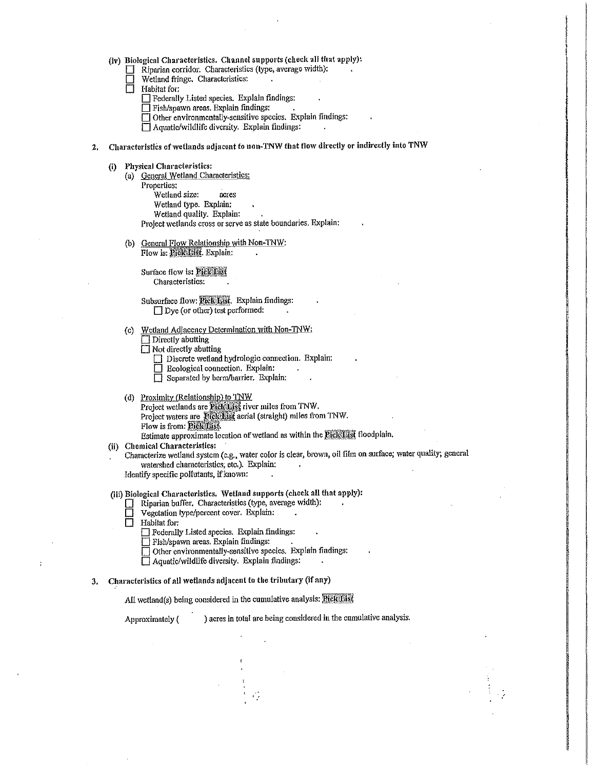(iv) **Biological Characteristics. Channel supports (check all that apply):**

- ☐ Riparian corridor. Characteristics (type, average width): .
- ☐ Wetland fringe. Characteristics: .
- ☐ Habitat for:
  - ☐ Federally Listed species. Explain findings: .
  - ☐ Fish/spawn areas. Explain findings: .
  - ☐ Other environmentally-sensitive species. Explain findings: .
  - ☐ Aquatic/wildlife diversity. Explain findings: .

**2. Characteristics of wetlands adjacent to non-TNW that flow directly or indirectly into TNW**

(i) **Physical Characteristics:**

(a) General Wetland Characteristics:

Properties:

Wetland size: acres

Wetland type. Explain: .

Wetland quality. Explain: .

Project wetlands cross or serve as state boundaries. Explain: .

(b) General Flow Relationship with Non-TNW:

Flow is: Pick List. Explain: .

Surface flow is: Pick List

Characteristics: .

Subsurface flow: Pick List. Explain findings: .

☐ Dye (or other) test performed: .

(c) Wetland Adjacency Determination with Non-TNW:

- ☐ Directly abutting
- ☐ Not directly abutting
  - ☐ Discrete wetland hydrologic connection. Explain: .
  - ☐ Ecological connection. Explain: .
  - ☐ Separated by berm/barrier. Explain: .

(d) Proximity (Relationship) to TNW

Project wetlands are Pick List river miles from TNW.

Project waters are Pick List aerial (straight) miles from TNW.

Flow is from: Pick List.

Estimate approximate location of wetland as within the Pick List floodplain.

(ii) **Chemical Characteristics:**

Characterize wetland system (e.g., water color is clear, brown, oil film on surface; water quality; general watershed characteristics; etc.). Explain: .

Identify specific pollutants, if known: .

(iii) **Biological Characteristics. Wetland supports (check all that apply):**

- ☐ Riparian buffer. Characteristics (type, average width): .
- ☐ Vegetation type/percent cover. Explain: .
- ☐ Habitat for:
  - ☐ Federally Listed species. Explain findings: .
  - ☐ Fish/spawn areas. Explain findings: .
  - ☐ Other environmentally-sensitive species. Explain findings: .
  - ☐ Aquatic/wildlife diversity. Explain findings: .

**3. Characteristics of all wetlands adjacent to the tributary (if any)**

All wetland(s) being considered in the cumulative analysis: Pick List

Approximately ( ) acres in total are being considered in the cumulative analysis.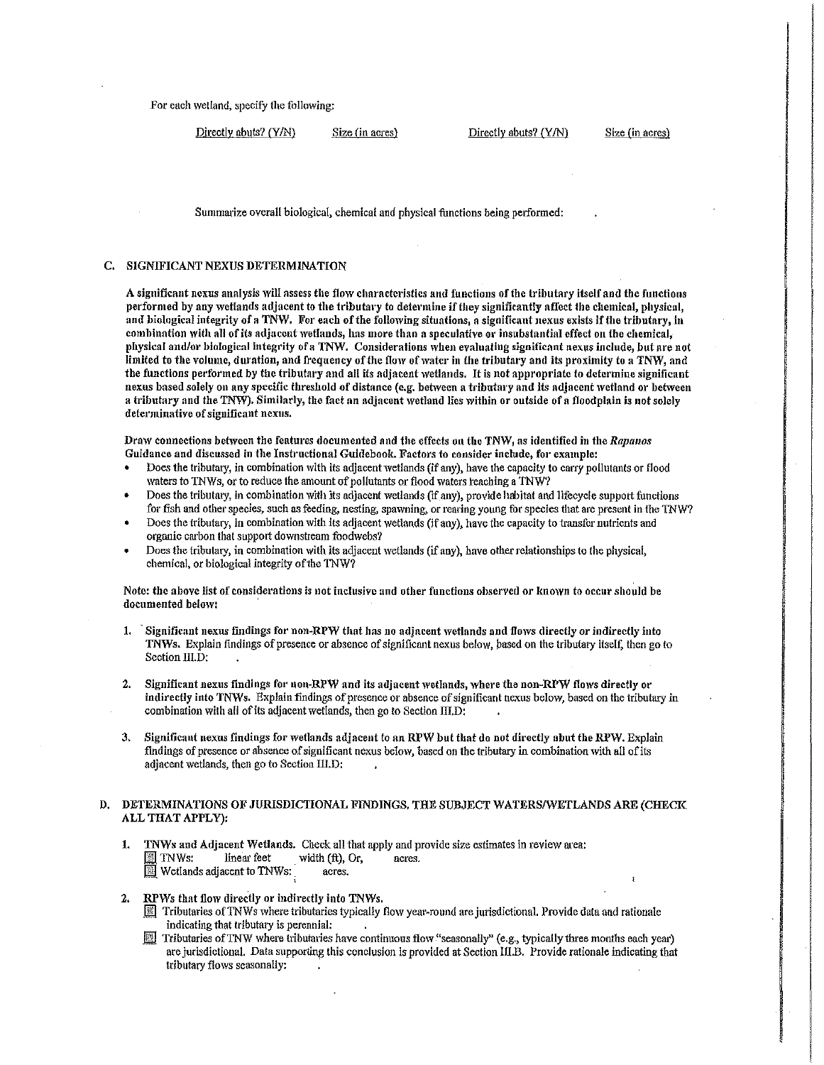For each wetland, specify the following:

| Directly abuts? (Y/N) | Size (in acres) | Directly abuts? (Y/N) | Size (in acres) |
|---|---|---|---|

Summarize overall biological, chemical and physical functions being performed: .

## C. SIGNIFICANT NEXUS DETERMINATION

**A significant nexus analysis will assess the flow characteristics and functions of the tributary itself and the functions performed by any wetlands adjacent to the tributary to determine if they significantly affect the chemical, physical, and biological integrity of a TNW. For each of the following situations, a significant nexus exists if the tributary, in combination with all of its adjacent wetlands, has more than a speculative or insubstantial effect on the chemical, physical and/or biological integrity of a TNW. Considerations when evaluating significant nexus include, but are not limited to the volume, duration, and frequency of the flow of water in the tributary and its proximity to a TNW, and the functions performed by the tributary and all its adjacent wetlands. It is not appropriate to determine significant nexus based solely on any specific threshold of distance (e.g. between a tributary and its adjacent wetland or between a tributary and the TNW). Similarly, the fact an adjacent wetland lies within or outside of a floodplain is not solely determinative of significant nexus.**

**Draw connections between the features documented and the effects on the TNW, as identified in the *Rapanos* Guidance and discussed in the Instructional Guidebook. Factors to consider include, for example:**

- Does the tributary, in combination with its adjacent wetlands (if any), have the capacity to carry pollutants or flood waters to TNWs, or to reduce the amount of pollutants or flood waters reaching a TNW?
- Does the tributary, in combination with its adjacent wetlands (if any), provide habitat and lifecycle support functions for fish and other species, such as feeding, nesting, spawning, or rearing young for species that are present in the TNW?
- Does the tributary, in combination with its adjacent wetlands (if any), have the capacity to transfer nutrients and organic carbon that support downstream foodwebs?
- Does the tributary, in combination with its adjacent wetlands (if any), have other relationships to the physical, chemical, or biological integrity of the TNW?

**Note: the above list of considerations is not inclusive and other functions observed or known to occur should be documented below:**

1. **Significant nexus findings for non-RPW that has no adjacent wetlands and flows directly or indirectly into TNWs.** Explain findings of presence or absence of significant nexus below, based on the tributary itself, then go to Section III.D: .

2. **Significant nexus findings for non-RPW and its adjacent wetlands, where the non-RPW flows directly or indirectly into TNWs.** Explain findings of presence or absence of significant nexus below, based on the tributary in combination with all of its adjacent wetlands, then go to Section III.D: .

3. **Significant nexus findings for wetlands adjacent to an RPW but that do not directly abut the RPW.** Explain findings of presence or absence of significant nexus below, based on the tributary in combination with all of its adjacent wetlands, then go to Section III.D: .

## D. DETERMINATIONS OF JURISDICTIONAL FINDINGS. THE SUBJECT WATERS/WETLANDS ARE (CHECK ALL THAT APPLY):

1. **TNWs and Adjacent Wetlands.** Check all that apply and provide size estimates in review area:
   - ☐ TNWs: linear feet width (ft), Or, acres.
   - ☐ Wetlands adjacent to TNWs: acres.

2. **RPWs that flow directly or indirectly into TNWs.**
   - ☐ Tributaries of TNWs where tributaries typically flow year-round are jurisdictional. Provide data and rationale indicating that tributary is perennial: .
   - ☐ Tributaries of TNW where tributaries have continuous flow "seasonally" (e.g., typically three months each year) are jurisdictional. Data supporting this conclusion is provided at Section III.B. Provide rationale indicating that tributary flows seasonally: .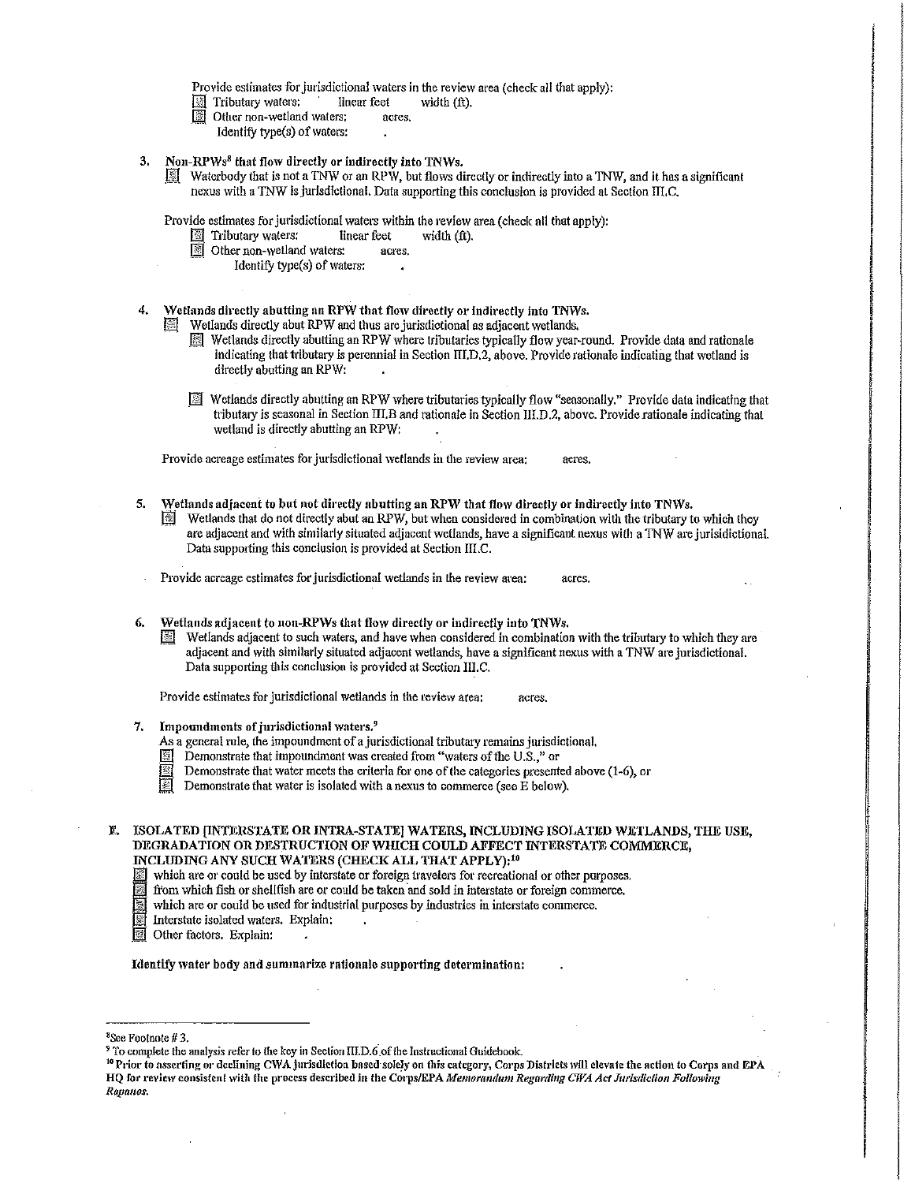Provide estimates for jurisdictional waters in the review area (check all that apply):

- ☐ Tributary waters: linear feet width (ft).
- ☐ Other non-wetland waters: acres.
  - Identify type(s) of waters: .

3. **Non-RPWs[8] that flow directly or indirectly into TNWs.**
   - ☐ Waterbody that is not a TNW or an RPW, but flows directly or indirectly into a TNW, and it has a significant nexus with a TNW is jurisdictional. Data supporting this conclusion is provided at Section III.C.

   Provide estimates for jurisdictional waters within the review area (check all that apply):
   - ☐ Tributary waters: linear feet width (ft).
   - ☐ Other non-wetland waters: acres.
     - Identify type(s) of waters: .

4. **Wetlands directly abutting an RPW that flow directly or indirectly into TNWs.**
   - ☐ Wetlands directly abut RPW and thus are jurisdictional as adjacent wetlands.
     - ☐ Wetlands directly abutting an RPW where tributaries typically flow year-round. Provide data and rationale indicating that tributary is perennial in Section III.D.2, above. Provide rationale indicating that wetland is directly abutting an RPW: .
     - ☐ Wetlands directly abutting an RPW where tributaries typically flow "seasonally." Provide data indicating that tributary is seasonal in Section III.B and rationale in Section III.D.2, above. Provide rationale indicating that wetland is directly abutting an RPW: .

   Provide acreage estimates for jurisdictional wetlands in the review area: acres.

5. **Wetlands adjacent to but not directly abutting an RPW that flow directly or indirectly into TNWs.**
   - ☐ Wetlands that do not directly abut an RPW, but when considered in combination with the tributary to which they are adjacent and with similarly situated adjacent wetlands, have a significant nexus with a TNW are jurisidictional. Data supporting this conclusion is provided at Section III.C.

   Provide acreage estimates for jurisdictional wetlands in the review area: acres.

6. **Wetlands adjacent to non-RPWs that flow directly or indirectly into TNWs.**
   - ☐ Wetlands adjacent to such waters, and have when considered in combination with the tributary to which they are adjacent and with similarly situated adjacent wetlands, have a significant nexus with a TNW are jurisdictional. Data supporting this conclusion is provided at Section III.C.

   Provide estimates for jurisdictional wetlands in the review area: acres.

7. **Impoundments of jurisdictional waters.[9]**

   As a general rule, the impoundment of a jurisdictional tributary remains jurisdictional.
   - ☐ Demonstrate that impoundment was created from "waters of the U.S.," or
   - ☐ Demonstrate that water meets the criteria for one of the categories presented above (1-6), or
   - ☐ Demonstrate that water is isolated with a nexus to commerce (see E below).

**E. ISOLATED [INTERSTATE OR INTRA-STATE] WATERS, INCLUDING ISOLATED WETLANDS, THE USE, DEGRADATION OR DESTRUCTION OF WHICH COULD AFFECT INTERSTATE COMMERCE, INCLUDING ANY SUCH WATERS (CHECK ALL THAT APPLY):[10]**

- ☐ which are or could be used by interstate or foreign travelers for recreational or other purposes.
- ☐ from which fish or shellfish are or could be taken and sold in interstate or foreign commerce.
- ☐ which are or could be used for industrial purposes by industries in interstate commerce.
- ☐ Interstate isolated waters. Explain: .
- ☐ Other factors. Explain: .

**Identify water body and summarize rationale supporting determination:** .

---

[8] See Footnote # 3.

[9] To complete the analysis refer to the key in Section III.D.6 of the Instructional Guidebook.

[10] Prior to asserting or declining CWA jurisdiction based solely on this category, Corps Districts will elevate the action to Corps and EPA HQ for review consistent with the process described in the Corps/EPA *Memorandum Regarding CWA Act Jurisdiction Following Rapanos.*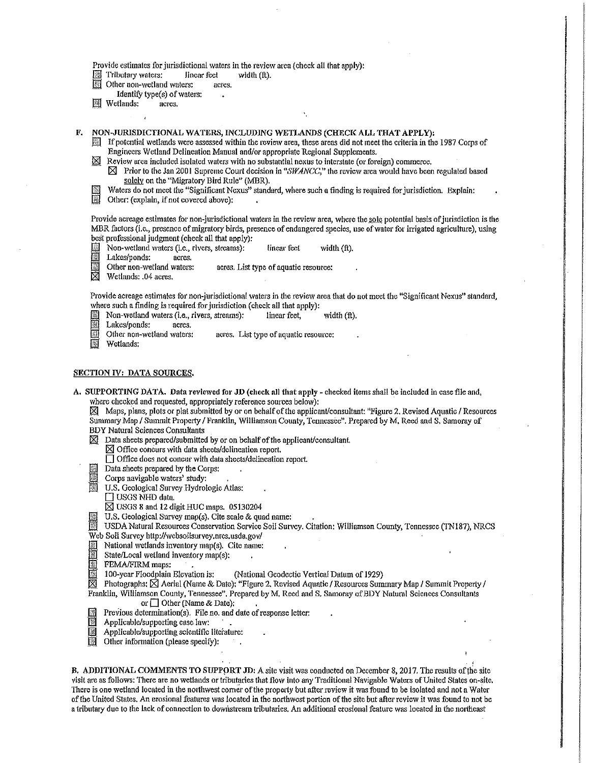Provide estimates for jurisdictional waters in the review area (check all that apply):

☐ Tributary waters: linear feet width (ft).

☐ Other non-wetland waters: acres.

Identify type(s) of waters: .

☐ Wetlands: acres.

**F. NON-JURISDICTIONAL WATERS, INCLUDING WETLANDS (CHECK ALL THAT APPLY):**

☐ If potential wetlands were assessed within the review area, these areas did not meet the criteria in the 1987 Corps of Engineers Wetland Delineation Manual and/or appropriate Regional Supplements.

☒ Review area included isolated waters with no substantial nexus to interstate (or foreign) commerce.

☒ Prior to the Jan 2001 Supreme Court decision in "*SWANCC*," the review area would have been regulated based solely on the "Migratory Bird Rule" (MBR).

☐ Waters do not meet the "Significant Nexus" standard, where such a finding is required for jurisdiction. Explain: .

☐ Other: (explain, if not covered above): .

Provide acreage estimates for non-jurisdictional waters in the review area, where the sole potential basis of jurisdiction is the MBR factors (i.e., presence of migratory birds, presence of endangered species, use of water for irrigated agriculture), using best professional judgment (check all that apply):

☐ Non-wetland waters (i.e., rivers, streams): linear feet width (ft).

☐ Lakes/ponds: acres.

☐ Other non-wetland waters: acres. List type of aquatic resource: .

☒ Wetlands: .04 acres.

Provide acreage estimates for non-jurisdictional waters in the review area that do not meet the "Significant Nexus" standard, where such a finding is required for jurisdiction (check all that apply):

☐ Non-wetland waters (i.e., rivers, streams): linear feet, width (ft).

☐ Lakes/ponds: acres.

☐ Other non-wetland waters: acres. List type of aquatic resource: .

☐ Wetlands:

## SECTION IV: DATA SOURCES.

**A. SUPPORTING DATA. Data reviewed for JD (check all that apply - checked items shall be included in case file and, where checked and requested, appropriately reference sources below):**

☒ Maps, plans, plots or plat submitted by or on behalf of the applicant/consultant: "Figure 2. Revised Aquatic / Resources Summary Map / Summit Property / Franklin, Williamson County, Tennessee". Prepared by M. Reed and S. Samoray of BDY Natural Sciences Consultants

☒ Data sheets prepared/submitted by or on behalf of the applicant/consultant.

☒ Office concurs with data sheets/delineation report.

☐ Office does not concur with data sheets/delineation report.

☐ Data sheets prepared by the Corps: .

☐ Corps navigable waters' study: .

☐ U.S. Geological Survey Hydrologic Atlas: .

☐ USGS NHD data.

☒ USGS 8 and 12 digit HUC maps. 05130204

☐ U.S. Geological Survey map(s). Cite scale & quad name: .

☐ USDA Natural Resources Conservation Service Soil Survey. Citation: Williamson County, Tennessee (TN187), NRCS Web Soil Survey http://websoilsurvey.nrcs.usda.gov/

☐ National wetlands inventory map(s). Cite name: .

☐ State/Local wetland inventory map(s): .

☐ FEMA/FIRM maps: .

☐ 100-year Floodplain Elevation is: (National Geodectic Vertical Datum of 1929)

☒ Photographs: ☒ Aerial (Name & Date): "Figure 2. Revised Aquatic / Resources Summary Map / Summit Property / Franklin, Williamson County, Tennessee". Prepared by M. Reed and S. Samoray of BDY Natural Sciences Consultants

or ☐ Other (Name & Date): .

☐ Previous determination(s). File no. and date of response letter: .

☐ Applicable/supporting case law: .

☐ Applicable/supporting scientific literature: .

☐ Other information (please specify): .

**B. ADDITIONAL COMMENTS TO SUPPORT JD:** A site visit was conducted on December 8, 2017. The results of the site visit are as follows: There are no wetlands or tributaries that flow into any Traditional Navigable Waters of United States on-site. There is one wetland located in the northwest corner of the property but after review it was found to be isolated and not a Water of the United States. An erosional features was located in the northwest portion of the site but after review it was found to not be a tributary due to the lack of connection to downstream tributaries. An additional erosional feature was located in the northeast